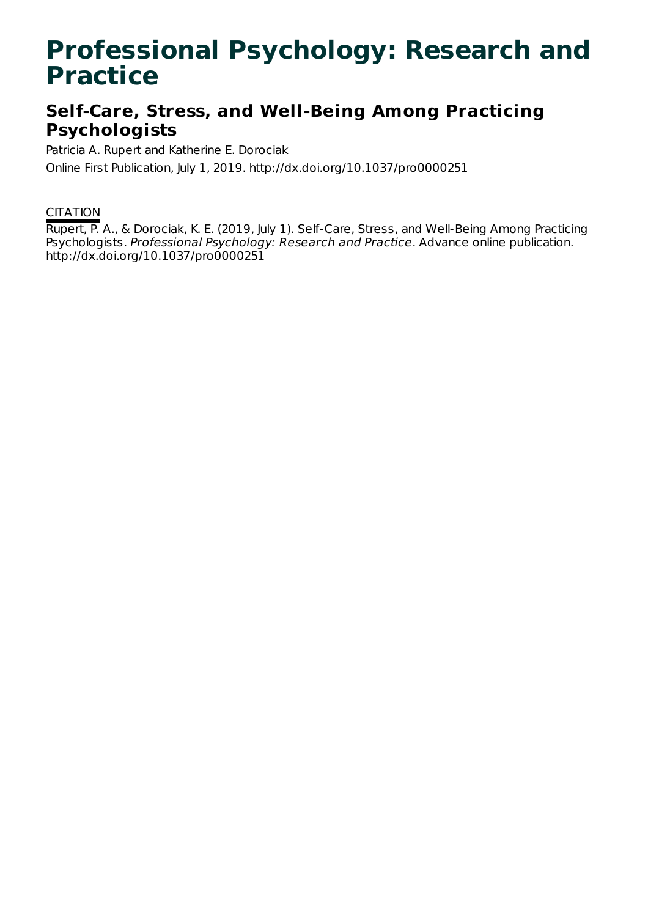# Professional Psychology: Research and Practice

## Self-Care, Stress, and Well-Being Among Practicing Psychologists

Patricia A. Rupert and Katherine E. Dorociak

Online First Publication, July 1, 2019. http://dx.doi.org/10.1037/pro0000251

CITATION

Rupert, P. A., & Dorociak, K. E. (2019, July 1). Self-Care, Stress, and Well-Being Among Practicing Psychologists. *Professional Psychology: Research and Practice*. Advance online publication. http://dx.doi.org/10.1037/pro0000251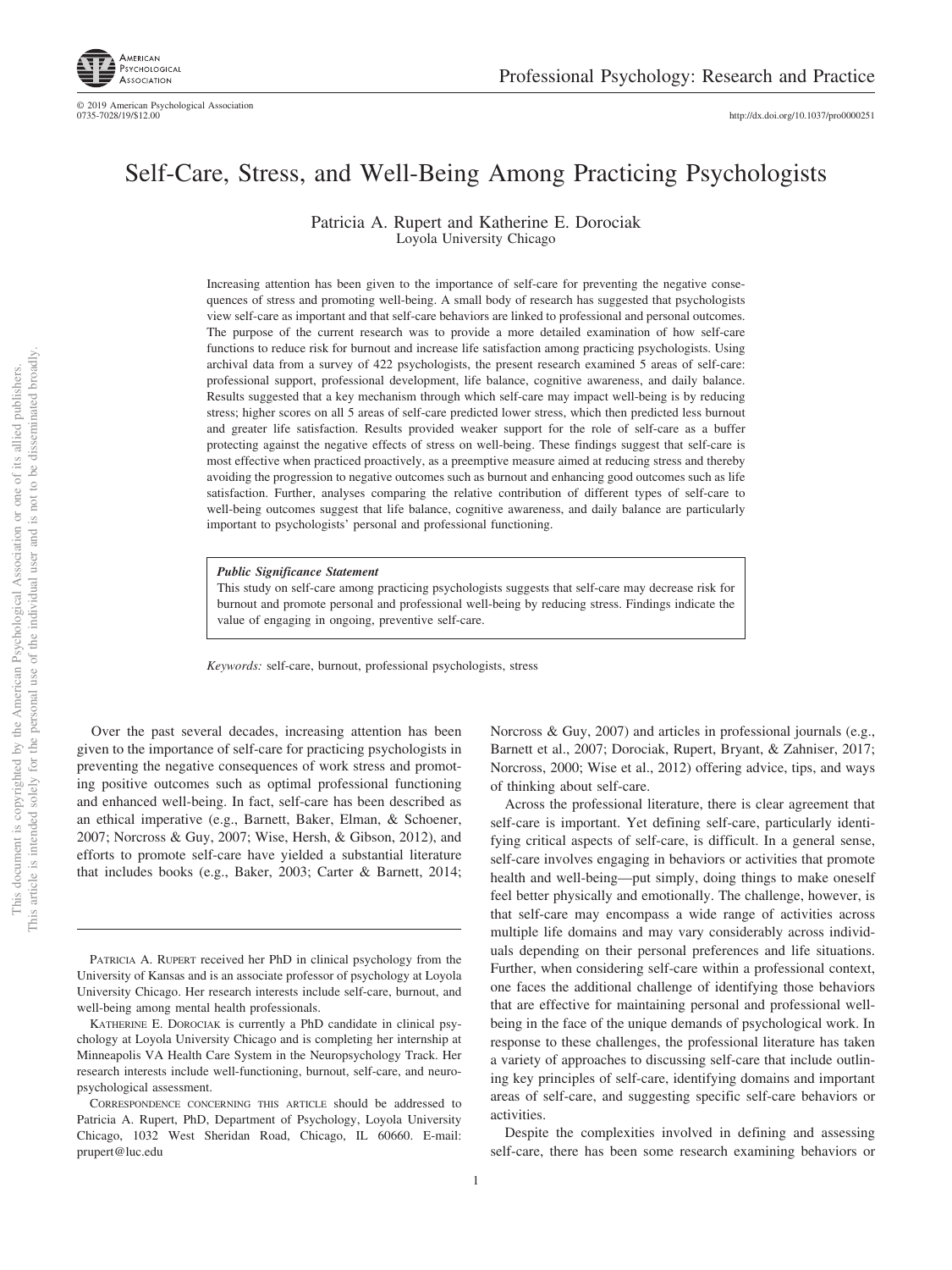# Self-Care, Stress, and Well-Being Among Practicing Psychologists

Patricia A. Rupert and Katherine E. Dorociak
Loyola University Chicago

Increasing attention has been given to the importance of self-care for preventing the negative consequences of stress and promoting well-being. A small body of research has suggested that psychologists view self-care as important and that self-care behaviors are linked to professional and personal outcomes. The purpose of the current research was to provide a more detailed examination of how self-care functions to reduce risk for burnout and increase life satisfaction among practicing psychologists. Using archival data from a survey of 422 psychologists, the present research examined 5 areas of self-care: professional support, professional development, life balance, cognitive awareness, and daily balance. Results suggested that a key mechanism through which self-care may impact well-being is by reducing stress; higher scores on all 5 areas of self-care predicted lower stress, which then predicted less burnout and greater life satisfaction. Results provided weaker support for the role of self-care as a buffer protecting against the negative effects of stress on well-being. These findings suggest that self-care is most effective when practiced proactively, as a preemptive measure aimed at reducing stress and thereby avoiding the progression to negative outcomes such as burnout and enhancing good outcomes such as life satisfaction. Further, analyses comparing the relative contribution of different types of self-care to well-being outcomes suggest that life balance, cognitive awareness, and daily balance are particularly important to psychologists' personal and professional functioning.

***Public Significance Statement***
This study on self-care among practicing psychologists suggests that self-care may decrease risk for burnout and promote personal and professional well-being by reducing stress. Findings indicate the value of engaging in ongoing, preventive self-care.

*Keywords:* self-care, burnout, professional psychologists, stress

Over the past several decades, increasing attention has been given to the importance of self-care for practicing psychologists in preventing the negative consequences of work stress and promoting positive outcomes such as optimal professional functioning and enhanced well-being. In fact, self-care has been described as an ethical imperative (e.g., Barnett, Baker, Elman, & Schoener, 2007; Norcross & Guy, 2007; Wise, Hersh, & Gibson, 2012), and efforts to promote self-care have yielded a substantial literature that includes books (e.g., Baker, 2003; Carter & Barnett, 2014; Norcross & Guy, 2007) and articles in professional journals (e.g., Barnett et al., 2007; Dorociak, Rupert, Bryant, & Zahniser, 2017; Norcross, 2000; Wise et al., 2012) offering advice, tips, and ways of thinking about self-care.

Across the professional literature, there is clear agreement that self-care is important. Yet defining self-care, particularly identifying critical aspects of self-care, is difficult. In a general sense, self-care involves engaging in behaviors or activities that promote health and well-being—put simply, doing things to make oneself feel better physically and emotionally. The challenge, however, is that self-care may encompass a wide range of activities across multiple life domains and may vary considerably across individuals depending on their personal preferences and life situations. Further, when considering self-care within a professional context, one faces the additional challenge of identifying those behaviors that are effective for maintaining personal and professional well-being in the face of the unique demands of psychological work. In response to these challenges, the professional literature has taken a variety of approaches to discussing self-care that include outlining key principles of self-care, identifying domains and important areas of self-care, and suggesting specific self-care behaviors or activities.

Despite the complexities involved in defining and assessing self-care, there has been some research examining behaviors or

Patricia A. Rupert received her PhD in clinical psychology from the University of Kansas and is an associate professor of psychology at Loyola University Chicago. Her research interests include self-care, burnout, and well-being among mental health professionals.

Katherine E. Dorociak is currently a PhD candidate in clinical psychology at Loyola University Chicago and is completing her internship at Minneapolis VA Health Care System in the Neuropsychology Track. Her research interests include well-functioning, burnout, self-care, and neuropsychological assessment.

Correspondence concerning this article should be addressed to Patricia A. Rupert, PhD, Department of Psychology, Loyola University Chicago, 1032 West Sheridan Road, Chicago, IL 60660. E-mail: prupert@luc.edu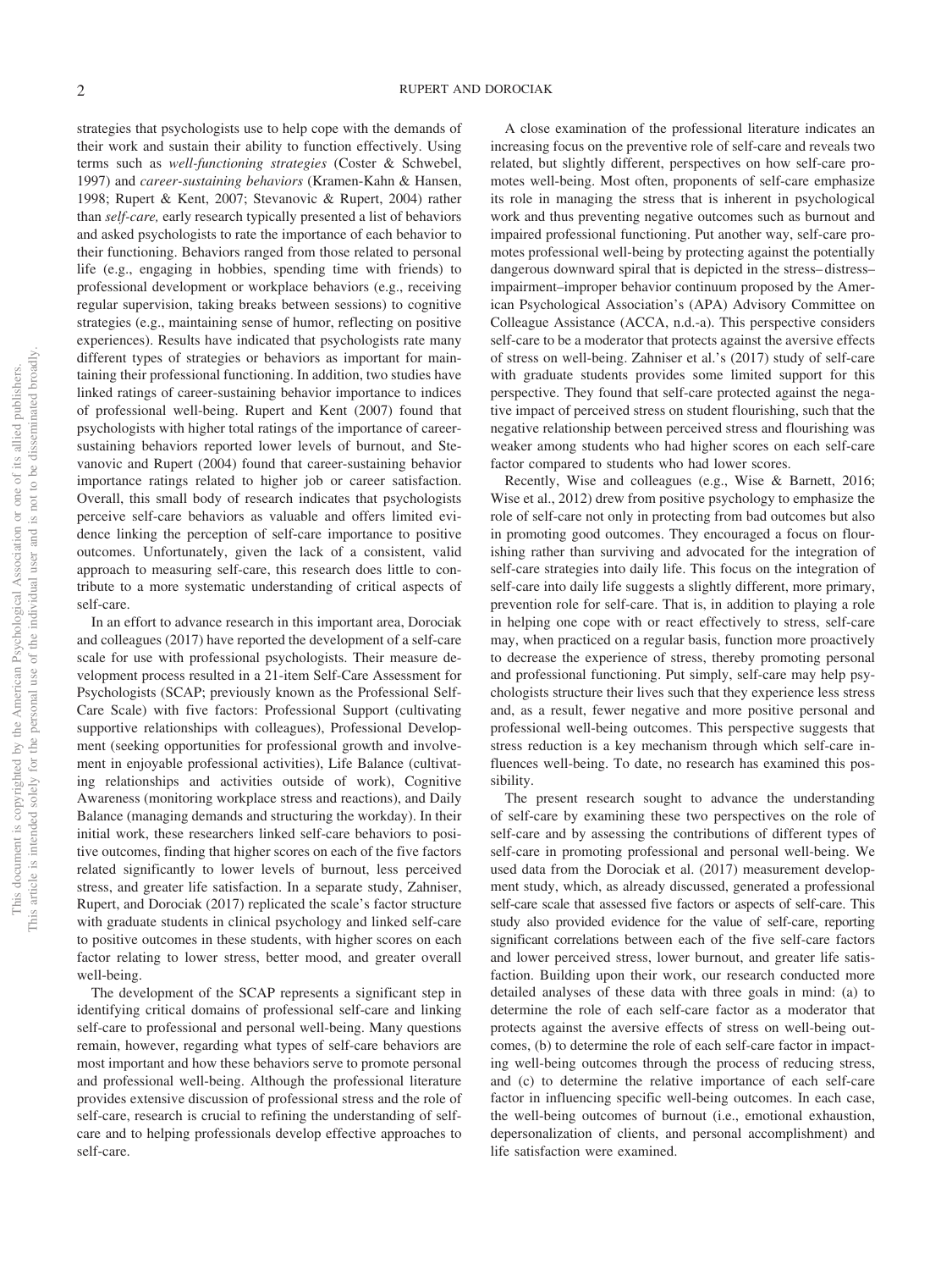strategies that psychologists use to help cope with the demands of their work and sustain their ability to function effectively. Using terms such as *well-functioning strategies* (Coster & Schwebel, 1997) and *career-sustaining behaviors* (Kramen-Kahn & Hansen, 1998; Rupert & Kent, 2007; Stevanovic & Rupert, 2004) rather than *self-care,* early research typically presented a list of behaviors and asked psychologists to rate the importance of each behavior to their functioning. Behaviors ranged from those related to personal life (e.g., engaging in hobbies, spending time with friends) to professional development or workplace behaviors (e.g., receiving regular supervision, taking breaks between sessions) to cognitive strategies (e.g., maintaining sense of humor, reflecting on positive experiences). Results have indicated that psychologists rate many different types of strategies or behaviors as important for maintaining their professional functioning. In addition, two studies have linked ratings of career-sustaining behavior importance to indices of professional well-being. Rupert and Kent (2007) found that psychologists with higher total ratings of the importance of career-sustaining behaviors reported lower levels of burnout, and Stevanovic and Rupert (2004) found that career-sustaining behavior importance ratings related to higher job or career satisfaction. Overall, this small body of research indicates that psychologists perceive self-care behaviors as valuable and offers limited evidence linking the perception of self-care importance to positive outcomes. Unfortunately, given the lack of a consistent, valid approach to measuring self-care, this research does little to contribute to a more systematic understanding of critical aspects of self-care.

In an effort to advance research in this important area, Dorociak and colleagues (2017) have reported the development of a self-care scale for use with professional psychologists. Their measure development process resulted in a 21-item Self-Care Assessment for Psychologists (SCAP; previously known as the Professional Self-Care Scale) with five factors: Professional Support (cultivating supportive relationships with colleagues), Professional Development (seeking opportunities for professional growth and involvement in enjoyable professional activities), Life Balance (cultivating relationships and activities outside of work), Cognitive Awareness (monitoring workplace stress and reactions), and Daily Balance (managing demands and structuring the workday). In their initial work, these researchers linked self-care behaviors to positive outcomes, finding that higher scores on each of the five factors related significantly to lower levels of burnout, less perceived stress, and greater life satisfaction. In a separate study, Zahniser, Rupert, and Dorociak (2017) replicated the scale's factor structure with graduate students in clinical psychology and linked self-care to positive outcomes in these students, with higher scores on each factor relating to lower stress, better mood, and greater overall well-being.

The development of the SCAP represents a significant step in identifying critical domains of professional self-care and linking self-care to professional and personal well-being. Many questions remain, however, regarding what types of self-care behaviors are most important and how these behaviors serve to promote personal and professional well-being. Although the professional literature provides extensive discussion of professional stress and the role of self-care, research is crucial to refining the understanding of self-care and to helping professionals develop effective approaches to self-care.

A close examination of the professional literature indicates an increasing focus on the preventive role of self-care and reveals two related, but slightly different, perspectives on how self-care promotes well-being. Most often, proponents of self-care emphasize its role in managing the stress that is inherent in psychological work and thus preventing negative outcomes such as burnout and impaired professional functioning. Put another way, self-care promotes professional well-being by protecting against the potentially dangerous downward spiral that is depicted in the stress–distress–impairment–improper behavior continuum proposed by the American Psychological Association's (APA) Advisory Committee on Colleague Assistance (ACCA, n.d.-a). This perspective considers self-care to be a moderator that protects against the aversive effects of stress on well-being. Zahniser et al.'s (2017) study of self-care with graduate students provides some limited support for this perspective. They found that self-care protected against the negative impact of perceived stress on student flourishing, such that the negative relationship between perceived stress and flourishing was weaker among students who had higher scores on each self-care factor compared to students who had lower scores.

Recently, Wise and colleagues (e.g., Wise & Barnett, 2016; Wise et al., 2012) drew from positive psychology to emphasize the role of self-care not only in protecting from bad outcomes but also in promoting good outcomes. They encouraged a focus on flourishing rather than surviving and advocated for the integration of self-care strategies into daily life. This focus on the integration of self-care into daily life suggests a slightly different, more primary, prevention role for self-care. That is, in addition to playing a role in helping one cope with or react effectively to stress, self-care may, when practiced on a regular basis, function more proactively to decrease the experience of stress, thereby promoting personal and professional functioning. Put simply, self-care may help psychologists structure their lives such that they experience less stress and, as a result, fewer negative and more positive personal and professional well-being outcomes. This perspective suggests that stress reduction is a key mechanism through which self-care influences well-being. To date, no research has examined this possibility.

The present research sought to advance the understanding of self-care by examining these two perspectives on the role of self-care and by assessing the contributions of different types of self-care in promoting professional and personal well-being. We used data from the Dorociak et al. (2017) measurement development study, which, as already discussed, generated a professional self-care scale that assessed five factors or aspects of self-care. This study also provided evidence for the value of self-care, reporting significant correlations between each of the five self-care factors and lower perceived stress, lower burnout, and greater life satisfaction. Building upon their work, our research conducted more detailed analyses of these data with three goals in mind: (a) to determine the role of each self-care factor as a moderator that protects against the aversive effects of stress on well-being outcomes, (b) to determine the role of each self-care factor in impacting well-being outcomes through the process of reducing stress, and (c) to determine the relative importance of each self-care factor in influencing specific well-being outcomes. In each case, the well-being outcomes of burnout (i.e., emotional exhaustion, depersonalization of clients, and personal accomplishment) and life satisfaction were examined.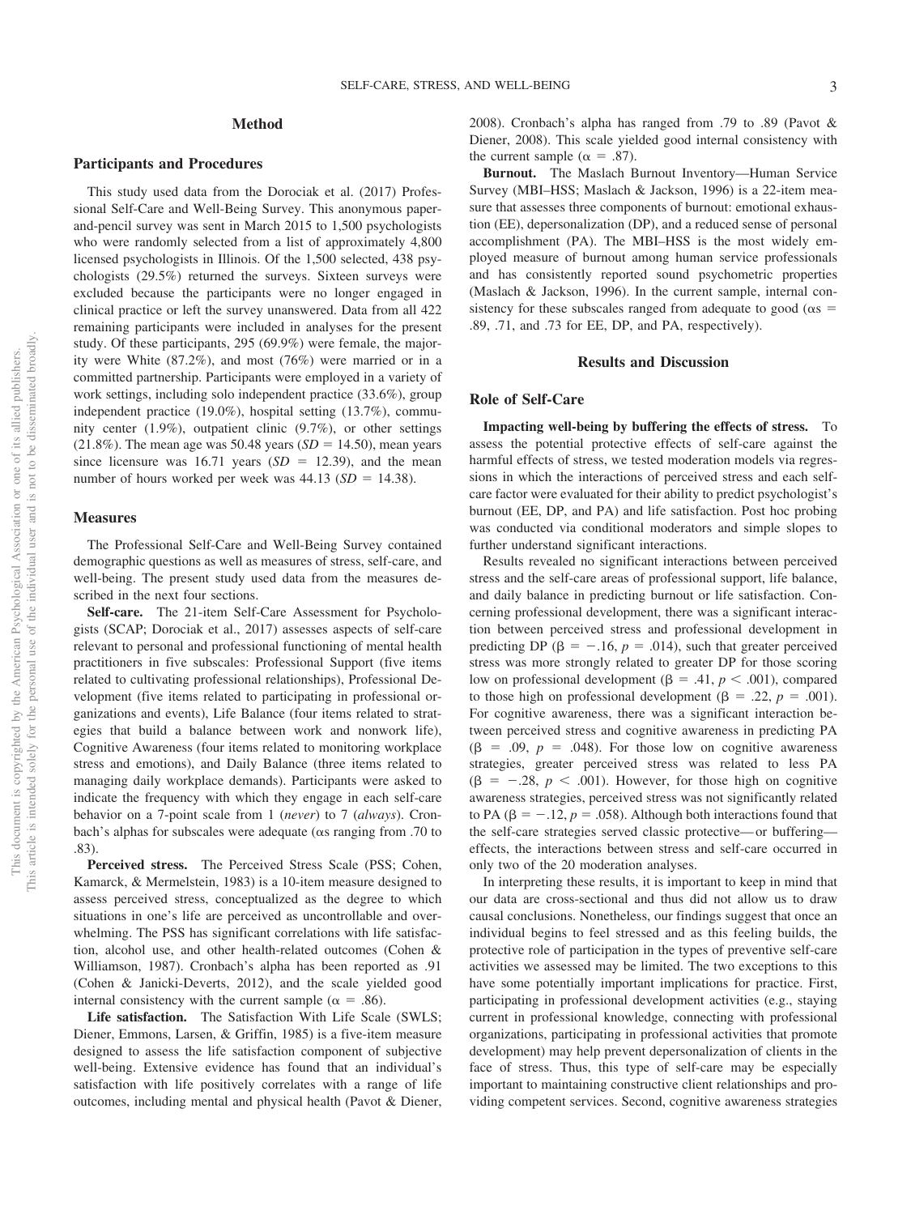## Method

### Participants and Procedures

This study used data from the Dorociak et al. (2017) Professional Self-Care and Well-Being Survey. This anonymous paper-and-pencil survey was sent in March 2015 to 1,500 psychologists who were randomly selected from a list of approximately 4,800 licensed psychologists in Illinois. Of the 1,500 selected, 438 psychologists (29.5%) returned the surveys. Sixteen surveys were excluded because the participants were no longer engaged in clinical practice or left the survey unanswered. Data from all 422 remaining participants were included in analyses for the present study. Of these participants, 295 (69.9%) were female, the majority were White (87.2%), and most (76%) were married or in a committed partnership. Participants were employed in a variety of work settings, including solo independent practice (33.6%), group independent practice (19.0%), hospital setting (13.7%), community center (1.9%), outpatient clinic (9.7%), or other settings (21.8%). The mean age was 50.48 years ($SD = 14.50$), mean years since licensure was 16.71 years ($SD = 12.39$), and the mean number of hours worked per week was 44.13 ($SD = 14.38$).

### Measures

The Professional Self-Care and Well-Being Survey contained demographic questions as well as measures of stress, self-care, and well-being. The present study used data from the measures described in the next four sections.

**Self-care.** The 21-item Self-Care Assessment for Psychologists (SCAP; Dorociak et al., 2017) assesses aspects of self-care relevant to personal and professional functioning of mental health practitioners in five subscales: Professional Support (five items related to cultivating professional relationships), Professional Development (five items related to participating in professional organizations and events), Life Balance (four items related to strategies that build a balance between work and nonwork life), Cognitive Awareness (four items related to monitoring workplace stress and emotions), and Daily Balance (three items related to managing daily workplace demands). Participants were asked to indicate the frequency with which they engage in each self-care behavior on a 7-point scale from 1 (*never*) to 7 (*always*). Cronbach's alphas for subscales were adequate ($\alpha$s ranging from .70 to .83).

**Perceived stress.** The Perceived Stress Scale (PSS; Cohen, Kamarck, & Mermelstein, 1983) is a 10-item measure designed to assess perceived stress, conceptualized as the degree to which situations in one's life are perceived as uncontrollable and overwhelming. The PSS has significant correlations with life satisfaction, alcohol use, and other health-related outcomes (Cohen & Williamson, 1987). Cronbach's alpha has been reported as .91 (Cohen & Janicki-Deverts, 2012), and the scale yielded good internal consistency with the current sample ($\alpha = .86$).

**Life satisfaction.** The Satisfaction With Life Scale (SWLS; Diener, Emmons, Larsen, & Griffin, 1985) is a five-item measure designed to assess the life satisfaction component of subjective well-being. Extensive evidence has found that an individual's satisfaction with life positively correlates with a range of life outcomes, including mental and physical health (Pavot & Diener, 2008). Cronbach's alpha has ranged from .79 to .89 (Pavot & Diener, 2008). This scale yielded good internal consistency with the current sample ($\alpha = .87$).

**Burnout.** The Maslach Burnout Inventory—Human Service Survey (MBI–HSS; Maslach & Jackson, 1996) is a 22-item measure that assesses three components of burnout: emotional exhaustion (EE), depersonalization (DP), and a reduced sense of personal accomplishment (PA). The MBI–HSS is the most widely employed measure of burnout among human service professionals and has consistently reported sound psychometric properties (Maslach & Jackson, 1996). In the current sample, internal consistency for these subscales ranged from adequate to good ($\alpha$s = .89, .71, and .73 for EE, DP, and PA, respectively).

## Results and Discussion

### Role of Self-Care

**Impacting well-being by buffering the effects of stress.** To assess the potential protective effects of self-care against the harmful effects of stress, we tested moderation models via regressions in which the interactions of perceived stress and each self-care factor were evaluated for their ability to predict psychologist's burnout (EE, DP, and PA) and life satisfaction. Post hoc probing was conducted via conditional moderators and simple slopes to further understand significant interactions.

Results revealed no significant interactions between perceived stress and the self-care areas of professional support, life balance, and daily balance in predicting burnout or life satisfaction. Concerning professional development, there was a significant interaction between perceived stress and professional development in predicting DP ($\beta = -.16$, $p = .014$), such that greater perceived stress was more strongly related to greater DP for those scoring low on professional development ($\beta = .41$, $p < .001$), compared to those high on professional development ($\beta = .22$, $p = .001$). For cognitive awareness, there was a significant interaction between perceived stress and cognitive awareness in predicting PA ($\beta = .09$, $p = .048$). For those low on cognitive awareness strategies, greater perceived stress was related to less PA ($\beta = -.28$, $p < .001$). However, for those high on cognitive awareness strategies, perceived stress was not significantly related to PA ($\beta = -.12$, $p = .058$). Although both interactions found that the self-care strategies served classic protective—or buffering—effects, the interactions between stress and self-care occurred in only two of the 20 moderation analyses.

In interpreting these results, it is important to keep in mind that our data are cross-sectional and thus did not allow us to draw causal conclusions. Nonetheless, our findings suggest that once an individual begins to feel stressed and as this feeling builds, the protective role of participation in the types of preventive self-care activities we assessed may be limited. The two exceptions to this have some potentially important implications for practice. First, participating in professional development activities (e.g., staying current in professional knowledge, connecting with professional organizations, participating in professional activities that promote development) may help prevent depersonalization of clients in the face of stress. Thus, this type of self-care may be especially important to maintaining constructive client relationships and providing competent services. Second, cognitive awareness strategies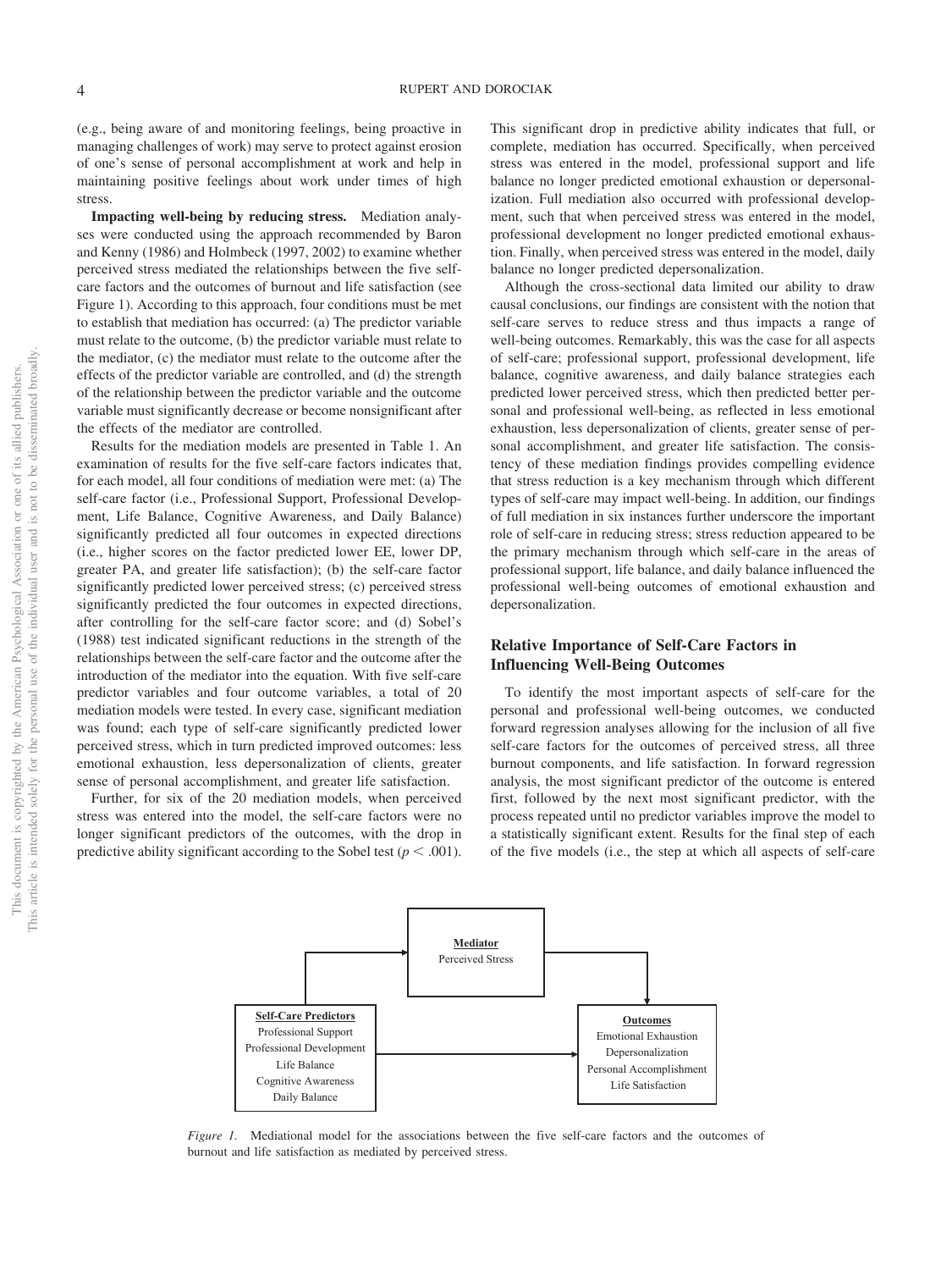(e.g., being aware of and monitoring feelings, being proactive in managing challenges of work) may serve to protect against erosion of one's sense of personal accomplishment at work and help in maintaining positive feelings about work under times of high stress.

**Impacting well-being by reducing stress.** Mediation analyses were conducted using the approach recommended by Baron and Kenny (1986) and Holmbeck (1997, 2002) to examine whether perceived stress mediated the relationships between the five self-care factors and the outcomes of burnout and life satisfaction (see Figure 1). According to this approach, four conditions must be met to establish that mediation has occurred: (a) The predictor variable must relate to the outcome, (b) the predictor variable must relate to the mediator, (c) the mediator must relate to the outcome after the effects of the predictor variable are controlled, and (d) the strength of the relationship between the predictor variable and the outcome variable must significantly decrease or become nonsignificant after the effects of the mediator are controlled.

Results for the mediation models are presented in Table 1. An examination of results for the five self-care factors indicates that, for each model, all four conditions of mediation were met: (a) The self-care factor (i.e., Professional Support, Professional Development, Life Balance, Cognitive Awareness, and Daily Balance) significantly predicted all four outcomes in expected directions (i.e., higher scores on the factor predicted lower EE, lower DP, greater PA, and greater life satisfaction); (b) the self-care factor significantly predicted lower perceived stress; (c) perceived stress significantly predicted the four outcomes in expected directions, after controlling for the self-care factor score; and (d) Sobel's (1988) test indicated significant reductions in the strength of the relationships between the self-care factor and the outcome after the introduction of the mediator into the equation. With five self-care predictor variables and four outcome variables, a total of 20 mediation models were tested. In every case, significant mediation was found; each type of self-care significantly predicted lower perceived stress, which in turn predicted improved outcomes: less emotional exhaustion, less depersonalization of clients, greater sense of personal accomplishment, and greater life satisfaction.

Further, for six of the 20 mediation models, when perceived stress was entered into the model, the self-care factors were no longer significant predictors of the outcomes, with the drop in predictive ability significant according to the Sobel test ($p < .001$). This significant drop in predictive ability indicates that full, or complete, mediation has occurred. Specifically, when perceived stress was entered in the model, professional support and life balance no longer predicted emotional exhaustion or depersonalization. Full mediation also occurred with professional development, such that when perceived stress was entered in the model, professional development no longer predicted emotional exhaustion. Finally, when perceived stress was entered in the model, daily balance no longer predicted depersonalization.

Although the cross-sectional data limited our ability to draw causal conclusions, our findings are consistent with the notion that self-care serves to reduce stress and thus impacts a range of well-being outcomes. Remarkably, this was the case for all aspects of self-care; professional support, professional development, life balance, cognitive awareness, and daily balance strategies each predicted lower perceived stress, which then predicted better personal and professional well-being, as reflected in less emotional exhaustion, less depersonalization of clients, greater sense of personal accomplishment, and greater life satisfaction. The consistency of these mediation findings provides compelling evidence that stress reduction is a key mechanism through which different types of self-care may impact well-being. In addition, our findings of full mediation in six instances further underscore the important role of self-care in reducing stress; stress reduction appeared to be the primary mechanism through which self-care in the areas of professional support, life balance, and daily balance influenced the professional well-being outcomes of emotional exhaustion and depersonalization.

## Relative Importance of Self-Care Factors in Influencing Well-Being Outcomes

To identify the most important aspects of self-care for the personal and professional well-being outcomes, we conducted forward regression analyses allowing for the inclusion of all five self-care factors for the outcomes of perceived stress, all three burnout components, and life satisfaction. In forward regression analysis, the most significant predictor of the outcome is entered first, followed by the next most significant predictor, with the process repeated until no predictor variables improve the model to a statistically significant extent. Results for the final step of each of the five models (i.e., the step at which all aspects of self-care

**Mediator**
Perceived Stress

**Self-Care Predictors**
Professional Support
Professional Development
Life Balance
Cognitive Awareness
Daily Balance

**Outcomes**
Emotional Exhaustion
Depersonalization
Personal Accomplishment
Life Satisfaction

*Figure 1.* Mediational model for the associations between the five self-care factors and the outcomes of burnout and life satisfaction as mediated by perceived stress.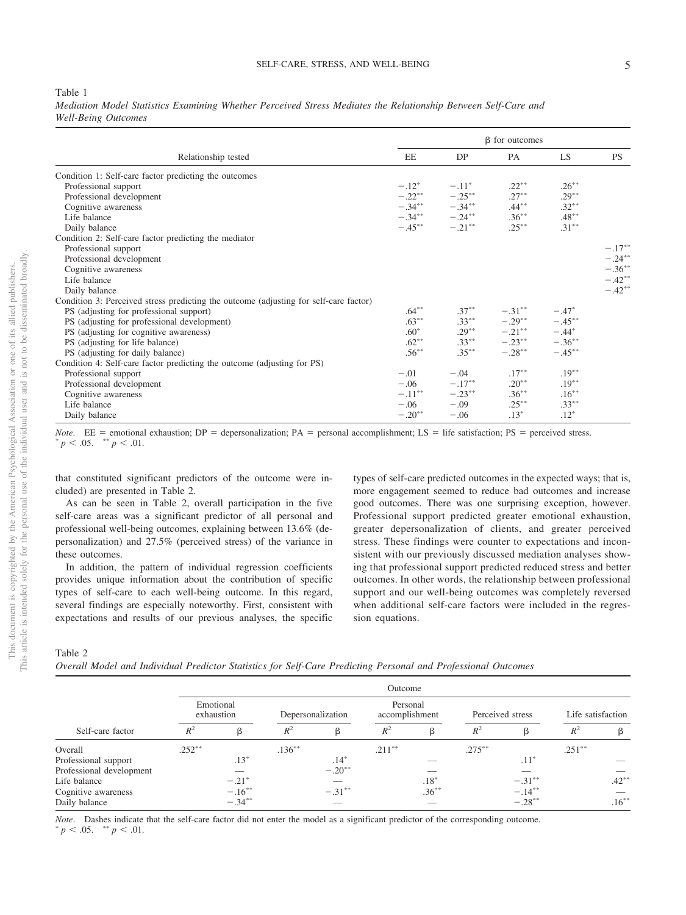Table 1
*Mediation Model Statistics Examining Whether Perceived Stress Mediates the Relationship Between Self-Care and Well-Being Outcomes*

| Relationship tested | β for outcomes | | | | |
|---|---|---|---|---|---|
| | EE | DP | PA | LS | PS |
| Condition 1: Self-care factor predicting the outcomes | | | | | |
| Professional support | −.12* | −.11* | .22** | .26** | |
| Professional development | −.22** | −.25** | .27** | .29** | |
| Cognitive awareness | −.34** | −.34** | .44** | .32** | |
| Life balance | −.34** | −.24** | .36** | .48** | |
| Daily balance | −.45** | −.21** | .25** | .31** | |
| Condition 2: Self-care factor predicting the mediator | | | | | |
| Professional support | | | | | −.17** |
| Professional development | | | | | −.24** |
| Cognitive awareness | | | | | −.36** |
| Life balance | | | | | −.42** |
| Daily balance | | | | | −.42** |
| Condition 3: Perceived stress predicting the outcome (adjusting for self-care factor) | | | | | |
| PS (adjusting for professional support) | .64** | .37** | −.31** | −.47* | |
| PS (adjusting for professional development) | .63** | .33** | −.29** | −.45** | |
| PS (adjusting for cognitive awareness) | .60* | .29** | −.21** | −.44* | |
| PS (adjusting for life balance) | .62** | .33** | −.23** | −.36** | |
| PS (adjusting for daily balance) | .56** | .35** | −.28** | −.45** | |
| Condition 4: Self-care factor predicting the outcome (adjusting for PS) | | | | | |
| Professional support | −.01 | −.04 | .17** | .19** | |
| Professional development | −.06 | −.17** | .20** | .19** | |
| Cognitive awareness | −.11** | −.23** | .36** | .16** | |
| Life balance | −.06 | −.09 | .25** | .33** | |
| Daily balance | −.20** | −.06 | .13* | .12* | |

*Note*. EE = emotional exhaustion; DP = depersonalization; PA = personal accomplishment; LS = life satisfaction; PS = perceived stress.
* $p < .05$. ** $p < .01$.

that constituted significant predictors of the outcome were included) are presented in Table 2.

As can be seen in Table 2, overall participation in the five self-care areas was a significant predictor of all personal and professional well-being outcomes, explaining between 13.6% (depersonalization) and 27.5% (perceived stress) of the variance in these outcomes.

In addition, the pattern of individual regression coefficients provides unique information about the contribution of specific types of self-care to each well-being outcome. In this regard, several findings are especially noteworthy. First, consistent with expectations and results of our previous analyses, the specific types of self-care predicted outcomes in the expected ways; that is, more engagement seemed to reduce bad outcomes and increase good outcomes. There was one surprising exception, however. Professional support predicted greater emotional exhaustion, greater depersonalization of clients, and greater perceived stress. These findings were counter to expectations and inconsistent with our previously discussed mediation analyses showing that professional support predicted reduced stress and better outcomes. In other words, the relationship between professional support and our well-being outcomes was completely reversed when additional self-care factors were included in the regression equations.

Table 2
*Overall Model and Individual Predictor Statistics for Self-Care Predicting Personal and Professional Outcomes*

| Self-care factor | Emotional exhaustion | | Depersonalization | | Personal accomplishment | | Perceived stress | | Life satisfaction | |
|---|---|---|---|---|---|---|---|---|---|---|
| | $R^2$ | β | $R^2$ | β | $R^2$ | β | $R^2$ | β | $R^2$ | β |
| Overall | .252** | | .136** | | .211** | | .275** | | .251** | |
| Professional support | | .13* | | .14* | | — | | .11* | | — |
| Professional development | | — | | −.20** | | — | | — | | — |
| Life balance | | −.21* | | — | | .18* | | −.31** | | .42** |
| Cognitive awareness | | −.16** | | −.31** | | .36** | | −.14** | | — |
| Daily balance | | −.34** | | — | | — | | −.28** | | .16** |

*Note*. Dashes indicate that the self-care factor did not enter the model as a significant predictor of the corresponding outcome.
* $p < .05$. ** $p < .01$.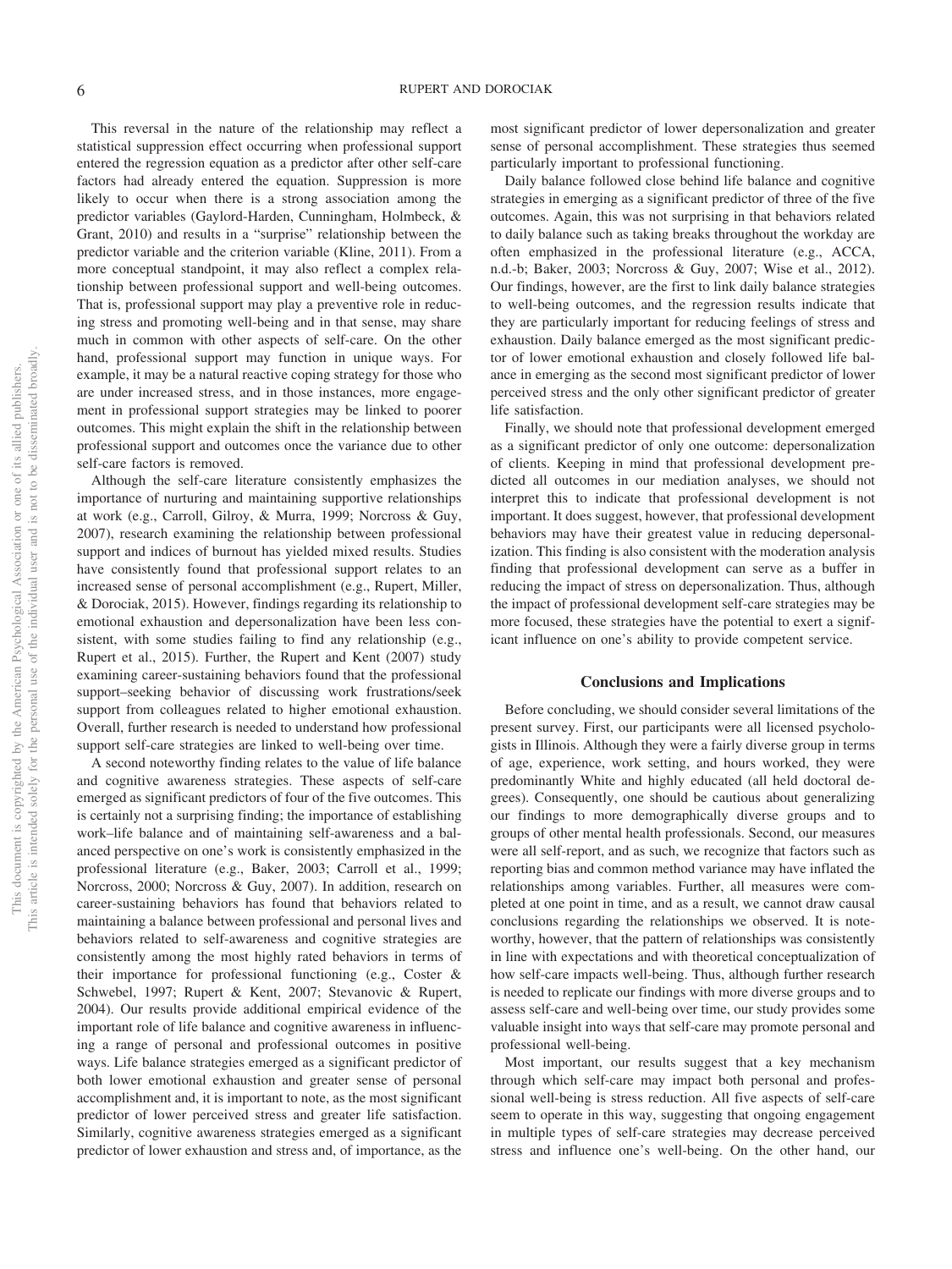This reversal in the nature of the relationship may reflect a statistical suppression effect occurring when professional support entered the regression equation as a predictor after other self-care factors had already entered the equation. Suppression is more likely to occur when there is a strong association among the predictor variables (Gaylord-Harden, Cunningham, Holmbeck, & Grant, 2010) and results in a "surprise" relationship between the predictor variable and the criterion variable (Kline, 2011). From a more conceptual standpoint, it may also reflect a complex relationship between professional support and well-being outcomes. That is, professional support may play a preventive role in reducing stress and promoting well-being and in that sense, may share much in common with other aspects of self-care. On the other hand, professional support may function in unique ways. For example, it may be a natural reactive coping strategy for those who are under increased stress, and in those instances, more engagement in professional support strategies may be linked to poorer outcomes. This might explain the shift in the relationship between professional support and outcomes once the variance due to other self-care factors is removed.

Although the self-care literature consistently emphasizes the importance of nurturing and maintaining supportive relationships at work (e.g., Carroll, Gilroy, & Murra, 1999; Norcross & Guy, 2007), research examining the relationship between professional support and indices of burnout has yielded mixed results. Studies have consistently found that professional support relates to an increased sense of personal accomplishment (e.g., Rupert, Miller, & Dorociak, 2015). However, findings regarding its relationship to emotional exhaustion and depersonalization have been less consistent, with some studies failing to find any relationship (e.g., Rupert et al., 2015). Further, the Rupert and Kent (2007) study examining career-sustaining behaviors found that the professional support–seeking behavior of discussing work frustrations/seek support from colleagues related to higher emotional exhaustion. Overall, further research is needed to understand how professional support self-care strategies are linked to well-being over time.

A second noteworthy finding relates to the value of life balance and cognitive awareness strategies. These aspects of self-care emerged as significant predictors of four of the five outcomes. This is certainly not a surprising finding; the importance of establishing work–life balance and of maintaining self-awareness and a balanced perspective on one's work is consistently emphasized in the professional literature (e.g., Baker, 2003; Carroll et al., 1999; Norcross, 2000; Norcross & Guy, 2007). In addition, research on career-sustaining behaviors has found that behaviors related to maintaining a balance between professional and personal lives and behaviors related to self-awareness and cognitive strategies are consistently among the most highly rated behaviors in terms of their importance for professional functioning (e.g., Coster & Schwebel, 1997; Rupert & Kent, 2007; Stevanovic & Rupert, 2004). Our results provide additional empirical evidence of the important role of life balance and cognitive awareness in influencing a range of personal and professional outcomes in positive ways. Life balance strategies emerged as a significant predictor of both lower emotional exhaustion and greater sense of personal accomplishment and, it is important to note, as the most significant predictor of lower perceived stress and greater life satisfaction. Similarly, cognitive awareness strategies emerged as a significant predictor of lower exhaustion and stress and, of importance, as the most significant predictor of lower depersonalization and greater sense of personal accomplishment. These strategies thus seemed particularly important to professional functioning.

Daily balance followed close behind life balance and cognitive strategies in emerging as a significant predictor of three of the five outcomes. Again, this was not surprising in that behaviors related to daily balance such as taking breaks throughout the workday are often emphasized in the professional literature (e.g., ACCA, n.d.-b; Baker, 2003; Norcross & Guy, 2007; Wise et al., 2012). Our findings, however, are the first to link daily balance strategies to well-being outcomes, and the regression results indicate that they are particularly important for reducing feelings of stress and exhaustion. Daily balance emerged as the most significant predictor of lower emotional exhaustion and closely followed life balance in emerging as the second most significant predictor of lower perceived stress and the only other significant predictor of greater life satisfaction.

Finally, we should note that professional development emerged as a significant predictor of only one outcome: depersonalization of clients. Keeping in mind that professional development predicted all outcomes in our mediation analyses, we should not interpret this to indicate that professional development is not important. It does suggest, however, that professional development behaviors may have their greatest value in reducing depersonalization. This finding is also consistent with the moderation analysis finding that professional development can serve as a buffer in reducing the impact of stress on depersonalization. Thus, although the impact of professional development self-care strategies may be more focused, these strategies have the potential to exert a significant influence on one's ability to provide competent service.

## Conclusions and Implications

Before concluding, we should consider several limitations of the present survey. First, our participants were all licensed psychologists in Illinois. Although they were a fairly diverse group in terms of age, experience, work setting, and hours worked, they were predominantly White and highly educated (all held doctoral degrees). Consequently, one should be cautious about generalizing our findings to more demographically diverse groups and to groups of other mental health professionals. Second, our measures were all self-report, and as such, we recognize that factors such as reporting bias and common method variance may have inflated the relationships among variables. Further, all measures were completed at one point in time, and as a result, we cannot draw causal conclusions regarding the relationships we observed. It is noteworthy, however, that the pattern of relationships was consistently in line with expectations and with theoretical conceptualization of how self-care impacts well-being. Thus, although further research is needed to replicate our findings with more diverse groups and to assess self-care and well-being over time, our study provides some valuable insight into ways that self-care may promote personal and professional well-being.

Most important, our results suggest that a key mechanism through which self-care may impact both personal and professional well-being is stress reduction. All five aspects of self-care seem to operate in this way, suggesting that ongoing engagement in multiple types of self-care strategies may decrease perceived stress and influence one's well-being. On the other hand, our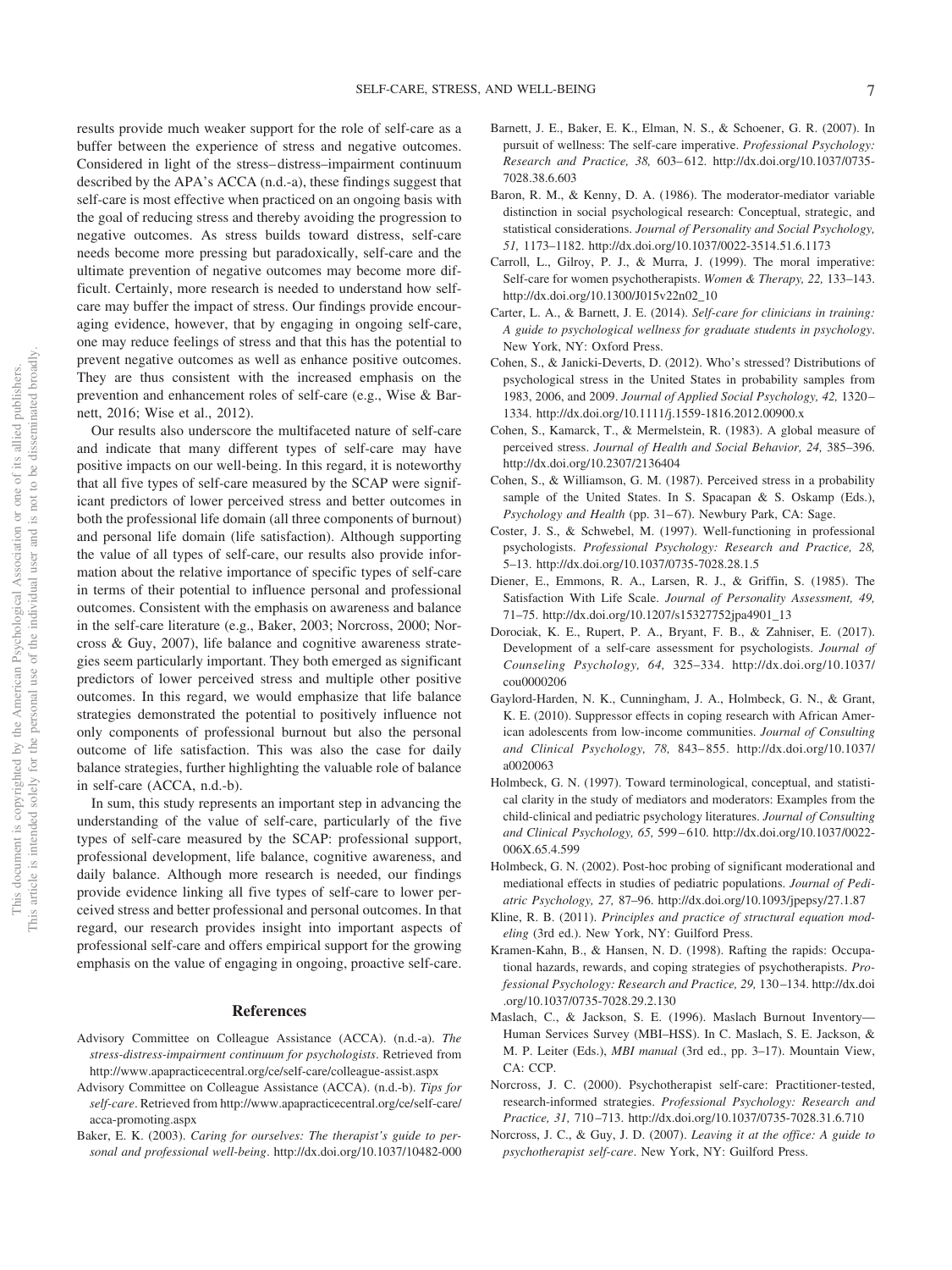results provide much weaker support for the role of self-care as a buffer between the experience of stress and negative outcomes. Considered in light of the stress–distress–impairment continuum described by the APA's ACCA (n.d.-a), these findings suggest that self-care is most effective when practiced on an ongoing basis with the goal of reducing stress and thereby avoiding the progression to negative outcomes. As stress builds toward distress, self-care needs become more pressing but paradoxically, self-care and the ultimate prevention of negative outcomes may become more difficult. Certainly, more research is needed to understand how self-care may buffer the impact of stress. Our findings provide encouraging evidence, however, that by engaging in ongoing self-care, one may reduce feelings of stress and that this has the potential to prevent negative outcomes as well as enhance positive outcomes. They are thus consistent with the increased emphasis on the prevention and enhancement roles of self-care (e.g., Wise & Barnett, 2016; Wise et al., 2012).

Our results also underscore the multifaceted nature of self-care and indicate that many different types of self-care may have positive impacts on our well-being. In this regard, it is noteworthy that all five types of self-care measured by the SCAP were significant predictors of lower perceived stress and better outcomes in both the professional life domain (all three components of burnout) and personal life domain (life satisfaction). Although supporting the value of all types of self-care, our results also provide information about the relative importance of specific types of self-care in terms of their potential to influence personal and professional outcomes. Consistent with the emphasis on awareness and balance in the self-care literature (e.g., Baker, 2003; Norcross, 2000; Norcross & Guy, 2007), life balance and cognitive awareness strategies seem particularly important. They both emerged as significant predictors of lower perceived stress and multiple other positive outcomes. In this regard, we would emphasize that life balance strategies demonstrated the potential to positively influence not only components of professional burnout but also the personal outcome of life satisfaction. This was also the case for daily balance strategies, further highlighting the valuable role of balance in self-care (ACCA, n.d.-b).

In sum, this study represents an important step in advancing the understanding of the value of self-care, particularly of the five types of self-care measured by the SCAP: professional support, professional development, life balance, cognitive awareness, and daily balance. Although more research is needed, our findings provide evidence linking all five types of self-care to lower perceived stress and better professional and personal outcomes. In that regard, our research provides insight into important aspects of professional self-care and offers empirical support for the growing emphasis on the value of engaging in ongoing, proactive self-care.

## References

Advisory Committee on Colleague Assistance (ACCA). (n.d.-a). *The stress-distress-impairment continuum for psychologists*. Retrieved from http://www.apapracticecentral.org/ce/self-care/colleague-assist.aspx

Advisory Committee on Colleague Assistance (ACCA). (n.d.-b). *Tips for self-care*. Retrieved from http://www.apapracticecentral.org/ce/self-care/acca-promoting.aspx

Baker, E. K. (2003). *Caring for ourselves: The therapist's guide to personal and professional well-being*. http://dx.doi.org/10.1037/10482-000

Barnett, J. E., Baker, E. K., Elman, N. S., & Schoener, G. R. (2007). In pursuit of wellness: The self-care imperative. *Professional Psychology: Research and Practice, 38,* 603–612. http://dx.doi.org/10.1037/0735-7028.38.6.603

Baron, R. M., & Kenny, D. A. (1986). The moderator-mediator variable distinction in social psychological research: Conceptual, strategic, and statistical considerations. *Journal of Personality and Social Psychology, 51,* 1173–1182. http://dx.doi.org/10.1037/0022-3514.51.6.1173

Carroll, L., Gilroy, P. J., & Murra, J. (1999). The moral imperative: Self-care for women psychotherapists. *Women & Therapy, 22,* 133–143. http://dx.doi.org/10.1300/J015v22n02_10

Carter, L. A., & Barnett, J. E. (2014). *Self-care for clinicians in training: A guide to psychological wellness for graduate students in psychology*. New York, NY: Oxford Press.

Cohen, S., & Janicki-Deverts, D. (2012). Who's stressed? Distributions of psychological stress in the United States in probability samples from 1983, 2006, and 2009. *Journal of Applied Social Psychology, 42,* 1320–1334. http://dx.doi.org/10.1111/j.1559-1816.2012.00900.x

Cohen, S., Kamarck, T., & Mermelstein, R. (1983). A global measure of perceived stress. *Journal of Health and Social Behavior, 24,* 385–396. http://dx.doi.org/10.2307/2136404

Cohen, S., & Williamson, G. M. (1987). Perceived stress in a probability sample of the United States. In S. Spacapan & S. Oskamp (Eds.), *Psychology and Health* (pp. 31–67). Newbury Park, CA: Sage.

Coster, J. S., & Schwebel, M. (1997). Well-functioning in professional psychologists. *Professional Psychology: Research and Practice, 28,* 5–13. http://dx.doi.org/10.1037/0735-7028.28.1.5

Diener, E., Emmons, R. A., Larsen, R. J., & Griffin, S. (1985). The Satisfaction With Life Scale. *Journal of Personality Assessment, 49,* 71–75. http://dx.doi.org/10.1207/s15327752jpa4901_13

Dorociak, K. E., Rupert, P. A., Bryant, F. B., & Zahniser, E. (2017). Development of a self-care assessment for psychologists. *Journal of Counseling Psychology, 64,* 325–334. http://dx.doi.org/10.1037/cou0000206

Gaylord-Harden, N. K., Cunningham, J. A., Holmbeck, G. N., & Grant, K. E. (2010). Suppressor effects in coping research with African American adolescents from low-income communities. *Journal of Consulting and Clinical Psychology, 78,* 843–855. http://dx.doi.org/10.1037/a0020063

Holmbeck, G. N. (1997). Toward terminological, conceptual, and statistical clarity in the study of mediators and moderators: Examples from the child-clinical and pediatric psychology literatures. *Journal of Consulting and Clinical Psychology, 65,* 599–610. http://dx.doi.org/10.1037/0022-006X.65.4.599

Holmbeck, G. N. (2002). Post-hoc probing of significant moderational and mediational effects in studies of pediatric populations. *Journal of Pediatric Psychology, 27,* 87–96. http://dx.doi.org/10.1093/jpepsy/27.1.87

Kline, R. B. (2011). *Principles and practice of structural equation modeling* (3rd ed.). New York, NY: Guilford Press.

Kramen-Kahn, B., & Hansen, N. D. (1998). Rafting the rapids: Occupational hazards, rewards, and coping strategies of psychotherapists. *Professional Psychology: Research and Practice, 29,* 130–134. http://dx.doi.org/10.1037/0735-7028.29.2.130

Maslach, C., & Jackson, S. E. (1996). Maslach Burnout Inventory—Human Services Survey (MBI–HSS). In C. Maslach, S. E. Jackson, & M. P. Leiter (Eds.), *MBI manual* (3rd ed., pp. 3–17). Mountain View, CA: CCP.

Norcross, J. C. (2000). Psychotherapist self-care: Practitioner-tested, research-informed strategies. *Professional Psychology: Research and Practice, 31,* 710–713. http://dx.doi.org/10.1037/0735-7028.31.6.710

Norcross, J. C., & Guy, J. D. (2007). *Leaving it at the office: A guide to psychotherapist self-care*. New York, NY: Guilford Press.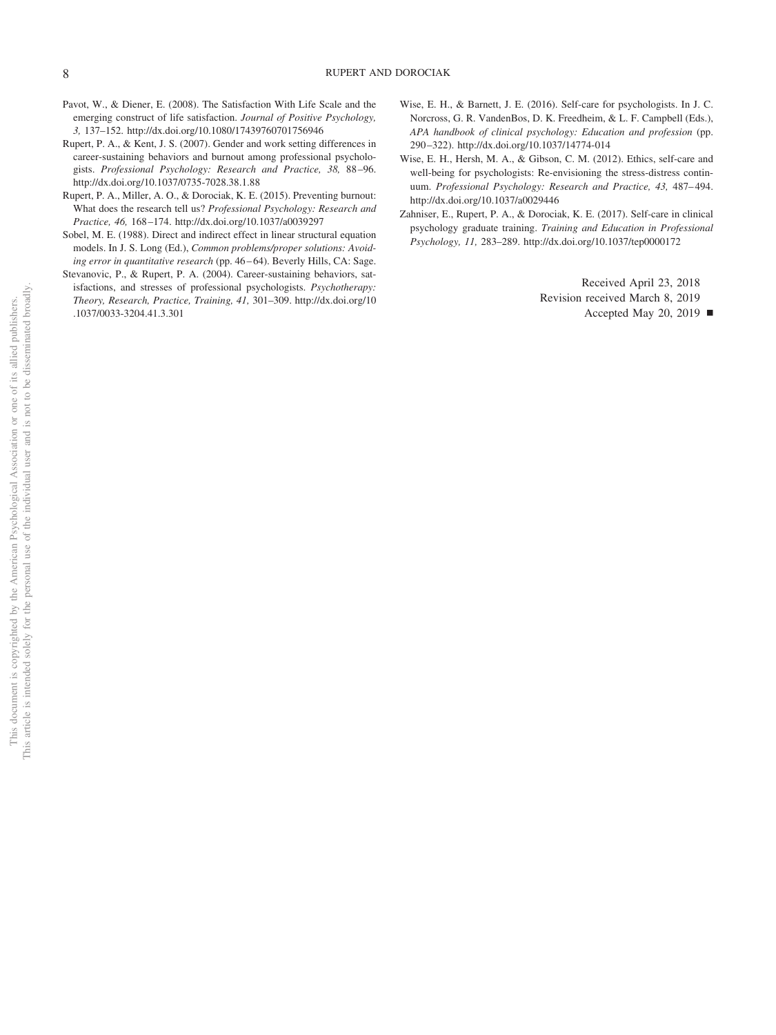Pavot, W., & Diener, E. (2008). The Satisfaction With Life Scale and the emerging construct of life satisfaction. *Journal of Positive Psychology, 3,* 137–152. http://dx.doi.org/10.1080/17439760701756946

Rupert, P. A., & Kent, J. S. (2007). Gender and work setting differences in career-sustaining behaviors and burnout among professional psychologists. *Professional Psychology: Research and Practice, 38,* 88–96. http://dx.doi.org/10.1037/0735-7028.38.1.88

Rupert, P. A., Miller, A. O., & Dorociak, K. E. (2015). Preventing burnout: What does the research tell us? *Professional Psychology: Research and Practice, 46,* 168–174. http://dx.doi.org/10.1037/a0039297

Sobel, M. E. (1988). Direct and indirect effect in linear structural equation models. In J. S. Long (Ed.), *Common problems/proper solutions: Avoiding error in quantitative research* (pp. 46–64). Beverly Hills, CA: Sage.

Stevanovic, P., & Rupert, P. A. (2004). Career-sustaining behaviors, satisfactions, and stresses of professional psychologists. *Psychotherapy: Theory, Research, Practice, Training, 41,* 301–309. http://dx.doi.org/10.1037/0033-3204.41.3.301

Wise, E. H., & Barnett, J. E. (2016). Self-care for psychologists. In J. C. Norcross, G. R. VandenBos, D. K. Freedheim, & L. F. Campbell (Eds.), *APA handbook of clinical psychology: Education and profession* (pp. 290–322). http://dx.doi.org/10.1037/14774-014

Wise, E. H., Hersh, M. A., & Gibson, C. M. (2012). Ethics, self-care and well-being for psychologists: Re-envisioning the stress-distress continuum. *Professional Psychology: Research and Practice, 43,* 487–494. http://dx.doi.org/10.1037/a0029446

Zahniser, E., Rupert, P. A., & Dorociak, K. E. (2017). Self-care in clinical psychology graduate training. *Training and Education in Professional Psychology, 11,* 283–289. http://dx.doi.org/10.1037/tep0000172

Received April 23, 2018
Revision received March 8, 2019
Accepted May 20, 2019 ■